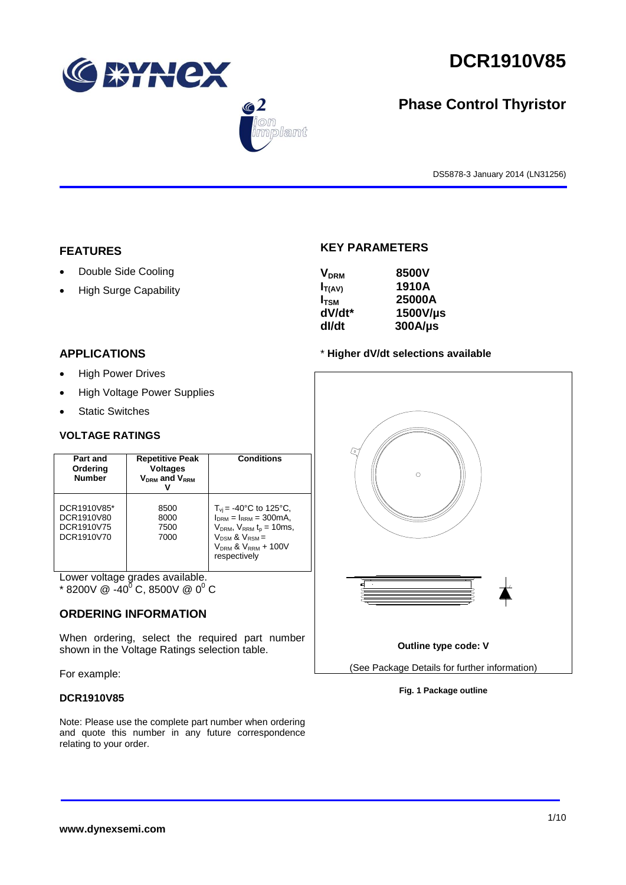# DCR1910V85

## Phase Control Thyristor

DS5878-3 January 2014 (LN31256)

## FEATURES

- Double Side Cooling
- High Surge Capability

## KEY PARAMETERS

| | |
|---|---|
| $V_{DRM}$ | 8500V |
| $I_{T(AV)}$ | 1910A |
| $I_{TSM}$ | 25000A |
| dV/dt* | 1500V/µs |
| dI/dt | 300A/µs |

* **Higher dV/dt selections available**

## APPLICATIONS

- High Power Drives
- High Voltage Power Supplies
- Static Switches

## VOLTAGE RATINGS

| Part and Ordering Number | Repetitive Peak Voltages $V_{DRM}$ and $V_{RRM}$ V | Conditions |
|---|---|---|
| DCR1910V85*<br>DCR1910V80<br>DCR1910V75<br>DCR1910V70 | 8500<br>8000<br>7500<br>7000 | $T_{vj}$ = -40°C to 125°C,<br>$I_{DRM}$ = $I_{RRM}$ = 300mA,<br>$V_{DRM}$, $V_{RRM}$ $t_p$ = 10ms,<br>$V_{DSM}$ & $V_{RSM}$ =<br>$V_{DRM}$ & $V_{RRM}$ + 100V<br>respectively |

Lower voltage grades available.
* 8200V @ -40$^0$ C, 8500V @ 0$^0$ C

## ORDERING INFORMATION

When ordering, select the required part number shown in the Voltage Ratings selection table.

For example:

**DCR1910V85**

Note: Please use the complete part number when ordering and quote this number in any future correspondence relating to your order.

**Outline type code: V**

(See Package Details for further information)

**Fig. 1 Package outline**

**www.dynexsemi.com**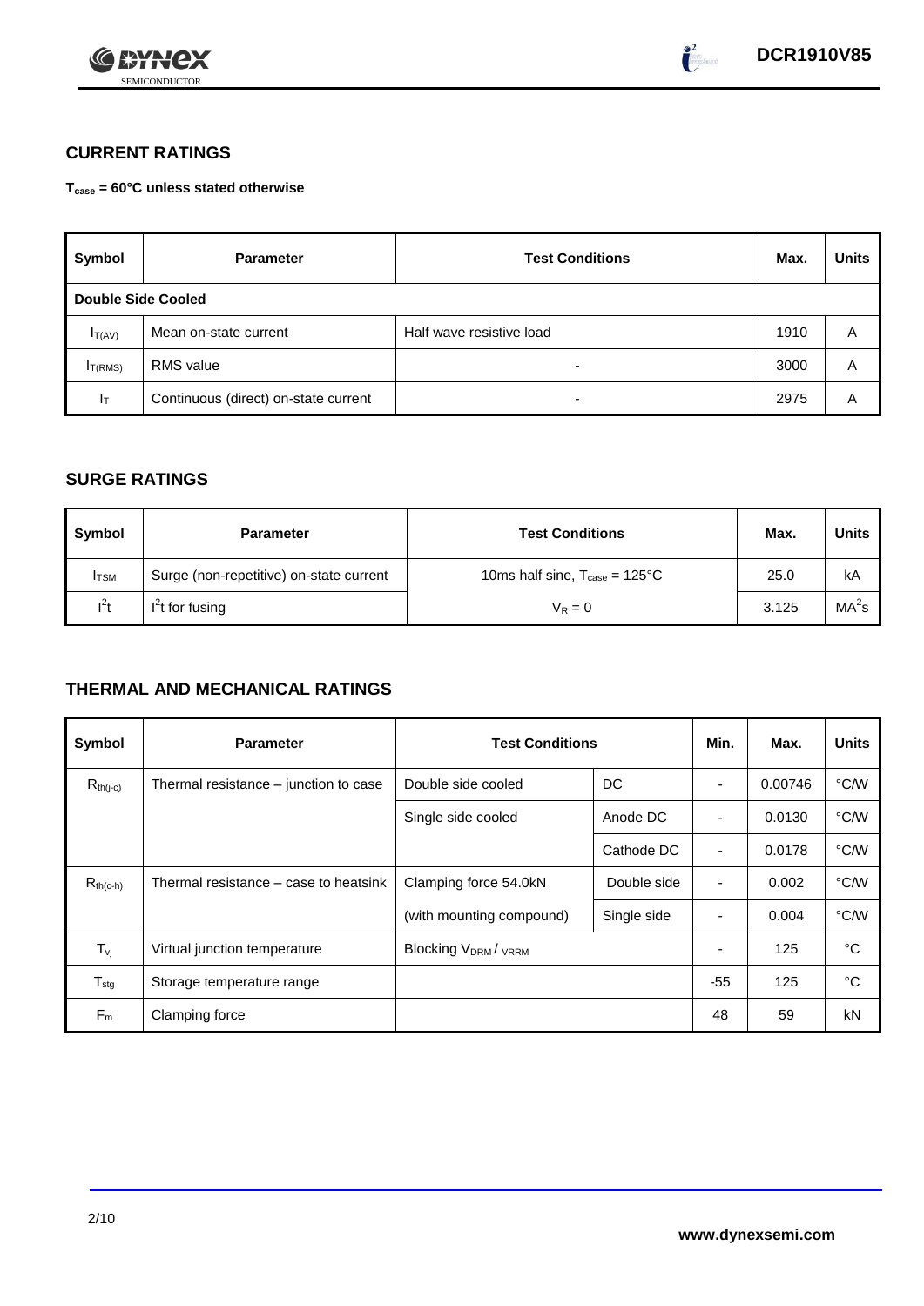## CURRENT RATINGS

**$T_{case}$ = 60°C unless stated otherwise**

| Symbol | Parameter | Test Conditions | Max. | Units |
|---|---|---|---|---|
| **Double Side Cooled** | | | | |
| $I_{T(AV)}$ | Mean on-state current | Half wave resistive load | 1910 | A |
| $I_{T(RMS)}$ | RMS value | - | 3000 | A |
| $I_T$ | Continuous (direct) on-state current | - | 2975 | A |

## SURGE RATINGS

| Symbol | Parameter | Test Conditions | Max. | Units |
|---|---|---|---|---|
| $I_{TSM}$ | Surge (non-repetitive) on-state current | 10ms half sine, $T_{case}$ = 125°C | 25.0 | kA |
| $I^2t$ | $I^2t$ for fusing | $V_R = 0$ | 3.125 | $MA^2s$ |

## THERMAL AND MECHANICAL RATINGS

| Symbol | Parameter | Test Conditions | | Min. | Max. | Units |
|---|---|---|---|---|---|---|
| $R_{th(j-c)}$ | Thermal resistance – junction to case | Double side cooled | DC | - | 0.00746 | °C/W |
| | | Single side cooled | Anode DC | - | 0.0130 | °C/W |
| | | | Cathode DC | - | 0.0178 | °C/W |
| $R_{th(c-h)}$ | Thermal resistance – case to heatsink | Clamping force 54.0kN | Double side | - | 0.002 | °C/W |
| | | (with mounting compound) | Single side | - | 0.004 | °C/W |
| $T_{vj}$ | Virtual junction temperature | Blocking $V_{DRM}$ / $V_{RRM}$ | | - | 125 | °C |
| $T_{stg}$ | Storage temperature range | | | -55 | 125 | °C |
| $F_m$ | Clamping force | | | 48 | 59 | kN |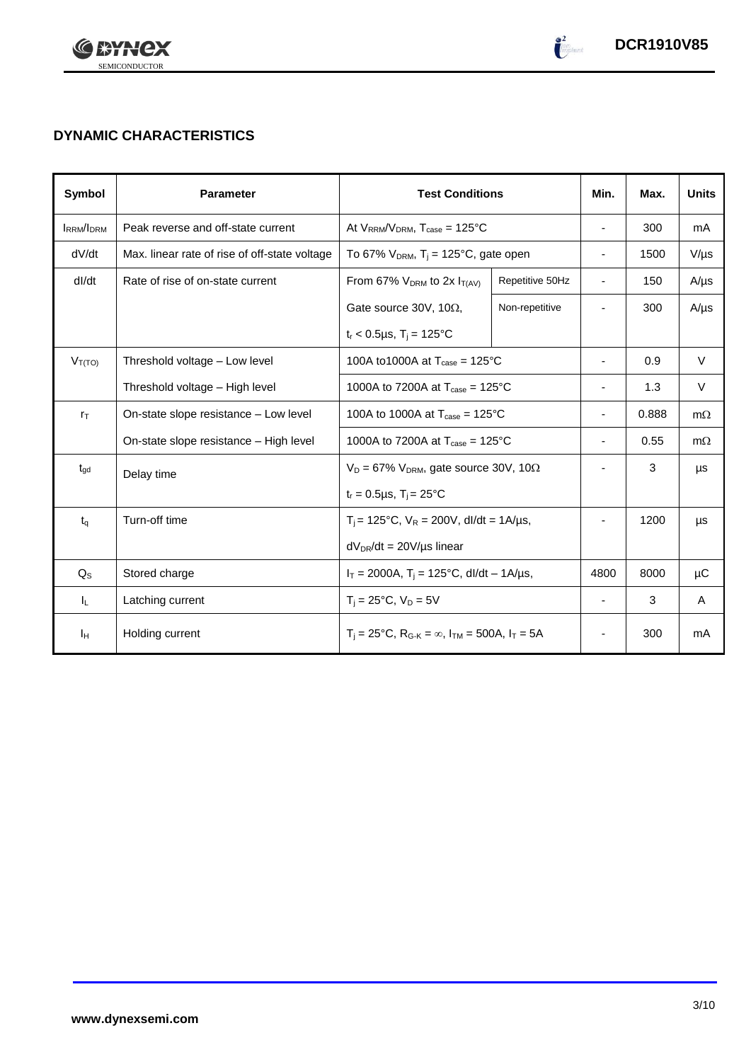## DYNAMIC CHARACTERISTICS

| Symbol | Parameter | Test Conditions | | Min. | Max. | Units |
|---|---|---|---|---|---|---|
| $I_{RRM}/I_{DRM}$ | Peak reverse and off-state current | At $V_{RRM}/V_{DRM}$, $T_{case}$ = 125°C | | - | 300 | mA |
| dV/dt | Max. linear rate of rise of off-state voltage | To 67% $V_{DRM}$, $T_j$ = 125°C, gate open | | - | 1500 | V/µs |
| dI/dt | Rate of rise of on-state current | From 67% $V_{DRM}$ to 2x $I_{T(AV)}$ | Repetitive 50Hz | - | 150 | A/µs |
| | | Gate source 30V, 10Ω, | Non-repetitive | - | 300 | A/µs |
| | | $t_r$ < 0.5µs, $T_j$ = 125°C | | | | |
| $V_{T(TO)}$ | Threshold voltage – Low level | 100A to1000A at $T_{case}$ = 125°C | | - | 0.9 | V |
| | Threshold voltage – High level | 1000A to 7200A at $T_{case}$ = 125°C | | - | 1.3 | V |
| $r_T$ | On-state slope resistance – Low level | 100A to 1000A at $T_{case}$ = 125°C | | - | 0.888 | mΩ |
| | On-state slope resistance – High level | 1000A to 7200A at $T_{case}$ = 125°C | | - | 0.55 | mΩ |
| $t_{gd}$ | Delay time | $V_D$ = 67% $V_{DRM}$, gate source 30V, 10Ω | | - | 3 | µs |
| | | $t_r$ = 0.5µs, $T_j$ = 25°C | | | | |
| $t_q$ | Turn-off time | $T_j$ = 125°C, $V_R$ = 200V, dI/dt = 1A/µs, | | - | 1200 | µs |
| | | $dV_{DR}/dt$ = 20V/µs linear | | | | |
| $Q_S$ | Stored charge | $I_T$ = 2000A, $T_j$ = 125°C, dI/dt – 1A/µs, | | 4800 | 8000 | µC |
| $I_L$ | Latching current | $T_j$ = 25°C, $V_D$ = 5V | | - | 3 | A |
| $I_H$ | Holding current | $T_j$ = 25°C, $R_{G-K}$ = ∞, $I_{TM}$ = 500A, $I_T$ = 5A | | - | 300 | mA |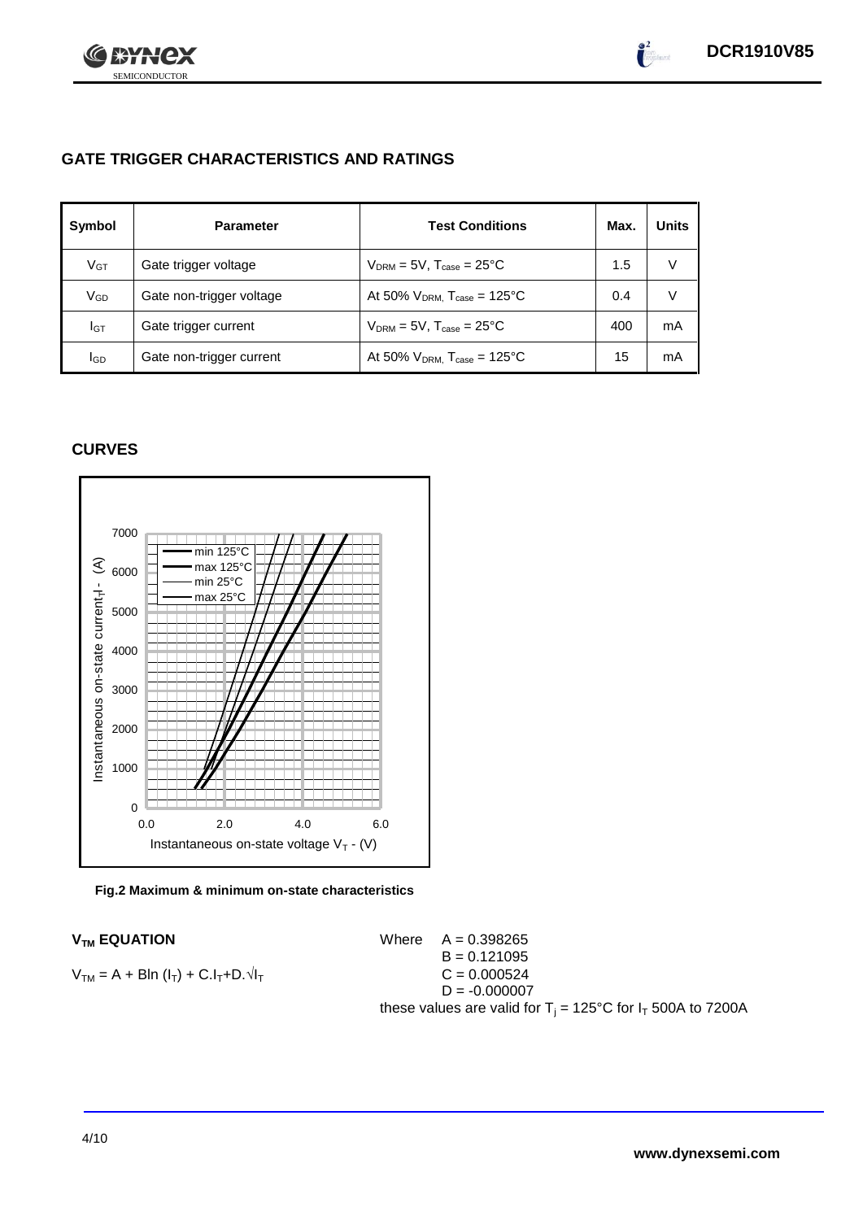## GATE TRIGGER CHARACTERISTICS AND RATINGS

| Symbol | Parameter | Test Conditions | Max. | Units |
|---|---|---|---|---|
| $V_{GT}$ | Gate trigger voltage | $V_{DRM} = 5V$, $T_{case} = 25°C$ | 1.5 | V |
| $V_{GD}$ | Gate non-trigger voltage | At 50% $V_{DRM}$, $T_{case} = 125°C$ | 0.4 | V |
| $I_{GT}$ | Gate trigger current | $V_{DRM} = 5V$, $T_{case} = 25°C$ | 400 | mA |
| $I_{GD}$ | Gate non-trigger current | At 50% $V_{DRM}$, $T_{case} = 125°C$ | 15 | mA |

## CURVES

**Fig.2 Maximum & minimum on-state characteristics**

### $V_{TM}$ EQUATION

$$V_{TM} = A + B\ln(I_T) + C.I_T + D.\sqrt{I_T}$$

Where
$A = 0.398265$
$B = 0.121095$
$C = 0.000524$
$D = -0.000007$

these values are valid for $T_j = 125°C$ for $I_T$ 500A to 7200A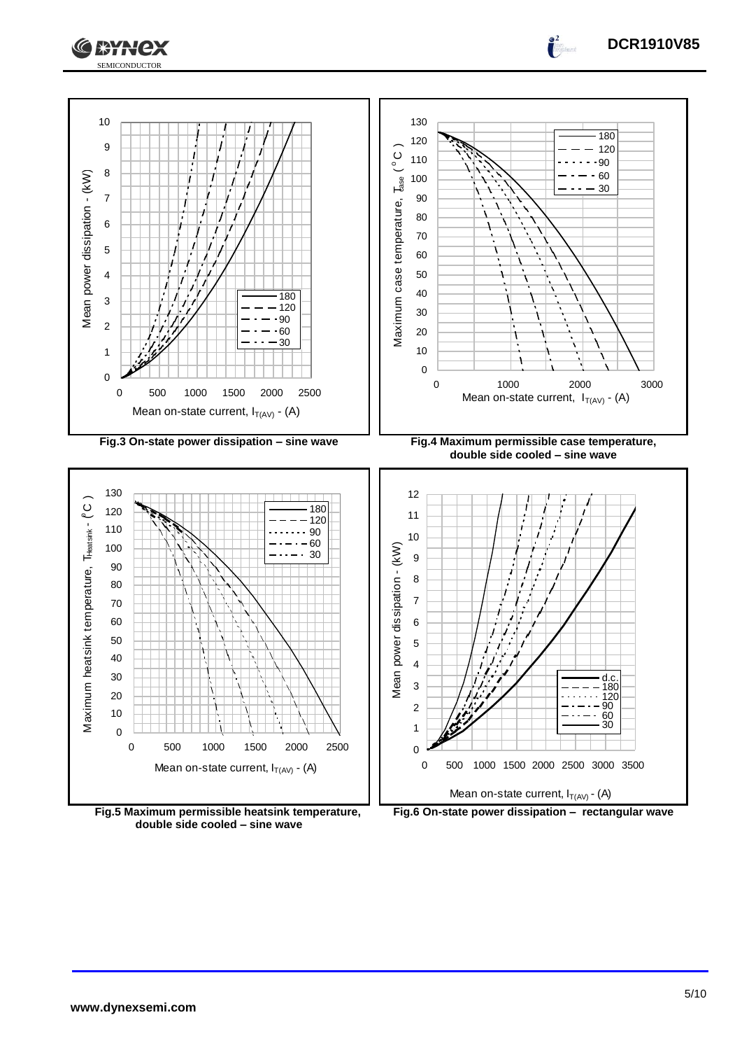Fig.3 On-state power dissipation – sine wave

Fig.4 Maximum permissible case temperature, double side cooled – sine wave

Fig.5 Maximum permissible heatsink temperature, double side cooled – sine wave

Fig.6 On-state power dissipation – rectangular wave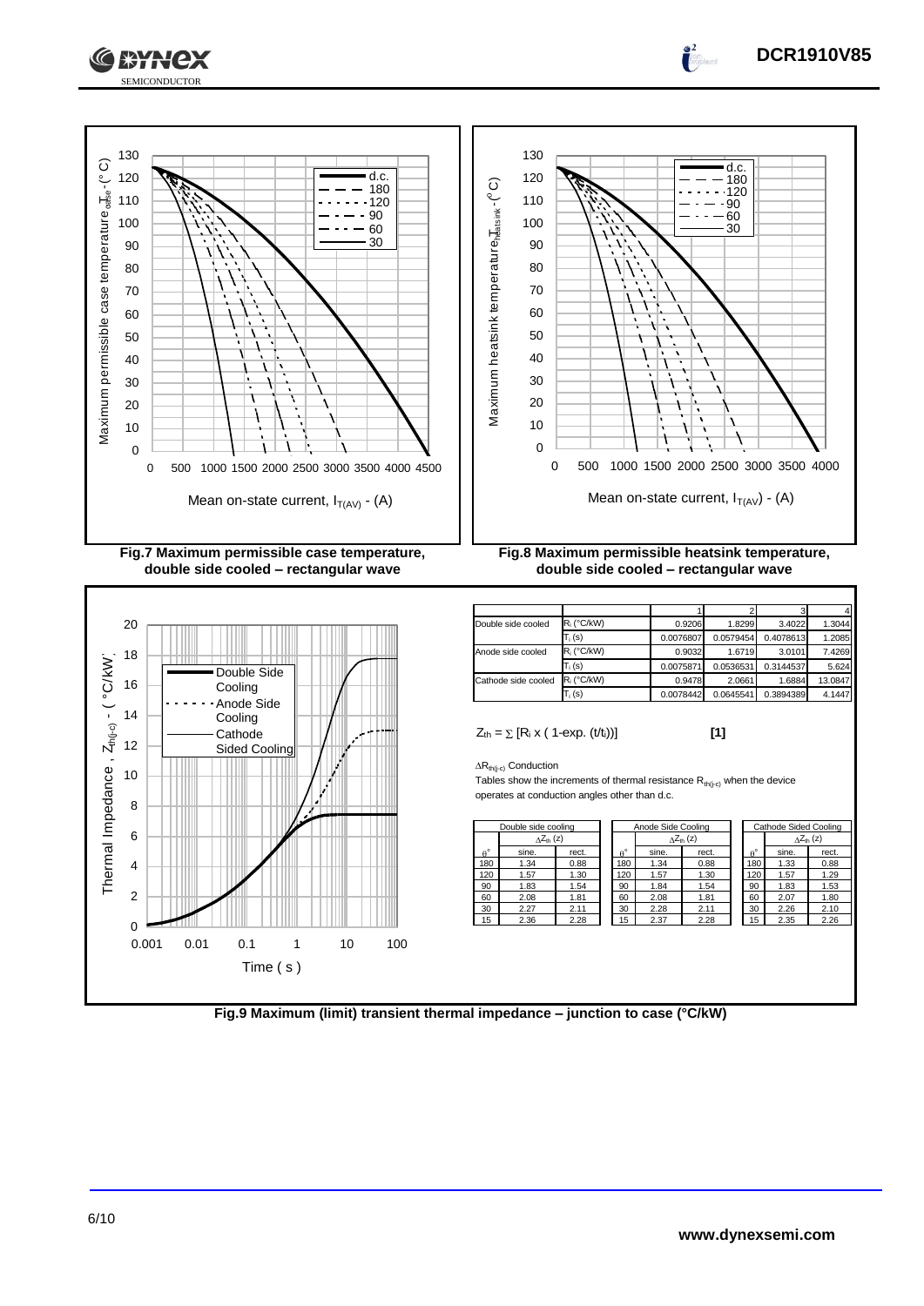Fig.7 Maximum permissible case temperature, double side cooled – rectangular wave

Fig.8 Maximum permissible heatsink temperature, double side cooled – rectangular wave

| | | 1 | 2 | 3 | 4 |
|---|---|---|---|---|---|
| Double side cooled | $R_i$ (°C/kW) | 0.9206 | 1.8299 | 3.4022 | 1.3044 |
| | $T_i$ (s) | 0.0076807 | 0.0579454 | 0.4078613 | 1.2085 |
| Anode side cooled | $R_i$ (°C/kW) | 0.9032 | 1.6719 | 3.0101 | 7.4269 |
| | $T_i$ (s) | 0.0075871 | 0.0536531 | 0.3144537 | 5.624 |
| Cathode side cooled | $R_i$ (°C/kW) | 0.9478 | 2.0661 | 1.6884 | 13.0847 |
| | $T_i$ (s) | 0.0078442 | 0.0645541 | 0.3894389 | 4.1447 |

$Z_{th} = \sum [R_i \times ( 1\text{-exp.} (t/t_i))]$ **[1]**

$\Delta R_{th(j\text{-}c)}$ Conduction

Tables show the increments of thermal resistance $R_{th(j\text{-}c)}$ when the device operates at conduction angles other than d.c.

| Double side cooling | | |
|---|---|---|
| | $\Delta Z_{th}$ (z) | |
| θ° | sine. | rect. |
| 180 | 1.34 | 0.88 |
| 120 | 1.57 | 1.30 |
| 90 | 1.83 | 1.54 |
| 60 | 2.08 | 1.81 |
| 30 | 2.27 | 2.11 |
| 15 | 2.36 | 2.28 |

| Anode Side Cooling | | |
|---|---|---|
| | $\Delta Z_{th}$ (z) | |
| θ° | sine. | rect. |
| 180 | 1.34 | 0.88 |
| 120 | 1.57 | 1.30 |
| 90 | 1.84 | 1.54 |
| 60 | 2.08 | 1.81 |
| 30 | 2.28 | 2.11 |
| 15 | 2.37 | 2.28 |

| Cathode Sided Cooling | | |
|---|---|---|
| | $\Delta Z_{th}$ (z) | |
| θ° | sine. | rect. |
| 180 | 1.33 | 0.88 |
| 120 | 1.57 | 1.29 |
| 90 | 1.83 | 1.53 |
| 60 | 2.07 | 1.80 |
| 30 | 2.26 | 2.10 |
| 15 | 2.35 | 2.26 |

Fig.9 Maximum (limit) transient thermal impedance – junction to case (°C/kW)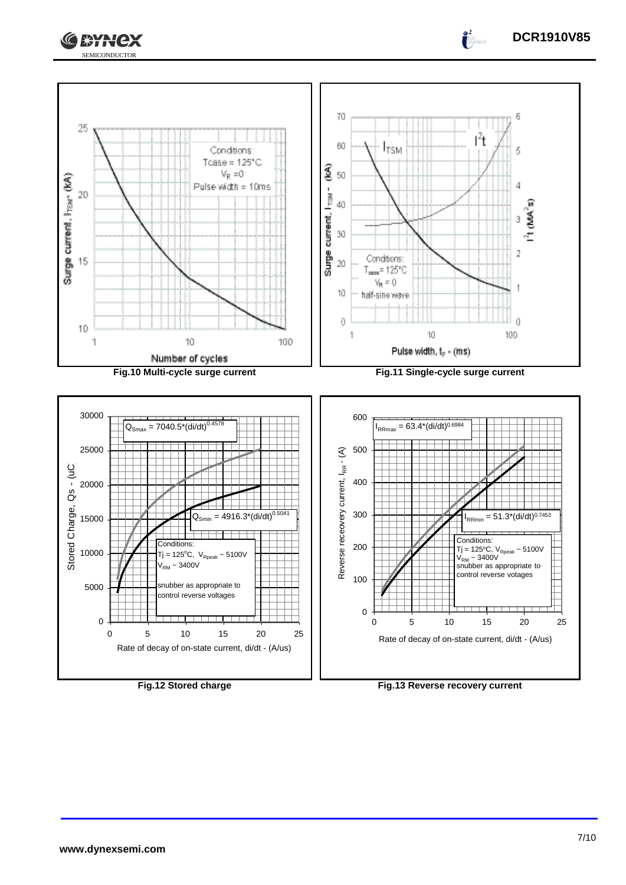Fig.10 Multi-cycle surge current

Fig.11 Single-cycle surge current

Fig.12 Stored charge

Fig.13 Reverse recovery current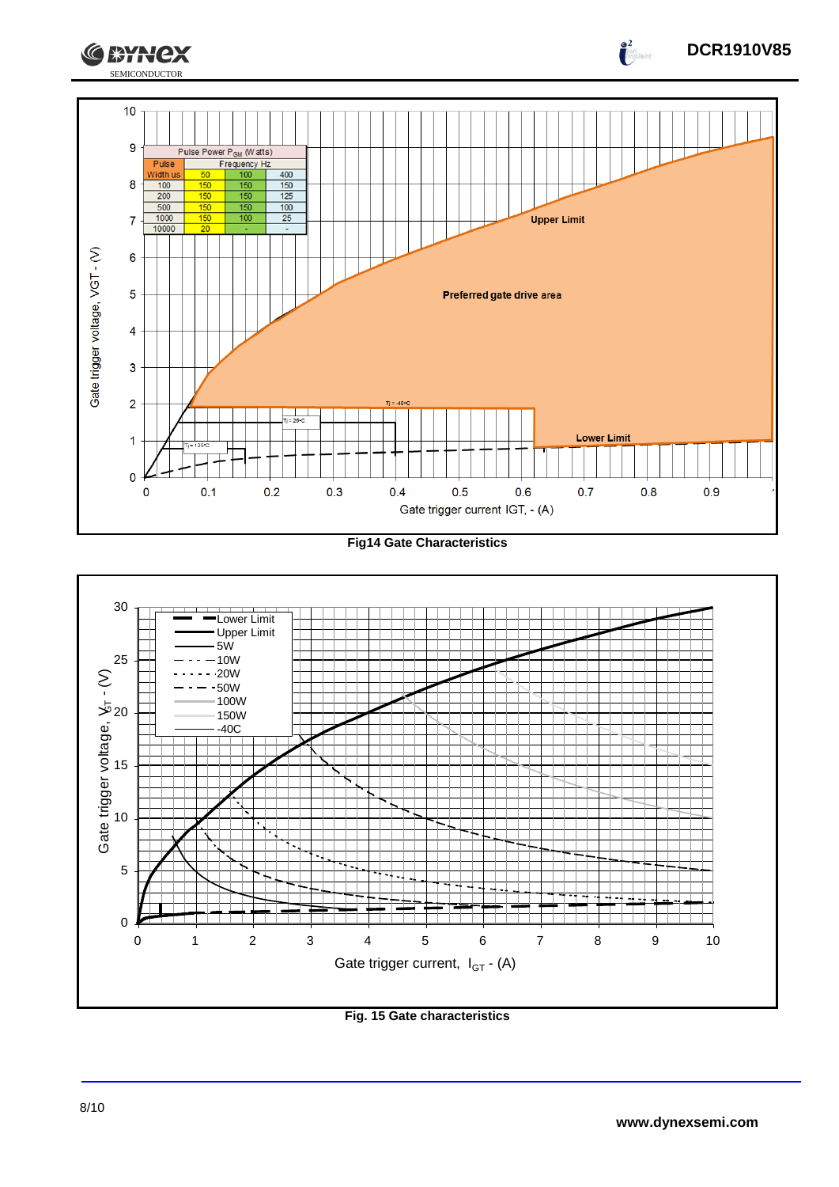| Pulse Width us | Pulse Power $P_{GM}$ (Watts) | | |
|---|---|---|---|
| | Frequency Hz | | |
| | 50 | 100 | 400 |
| 100 | 150 | 150 | 150 |
| 200 | 150 | 150 | 125 |
| 500 | 150 | 150 | 100 |
| 1000 | 150 | 100 | 25 |
| 10000 | 20 | - | - |

**Fig14 Gate Characteristics**

**Fig. 15 Gate characteristics**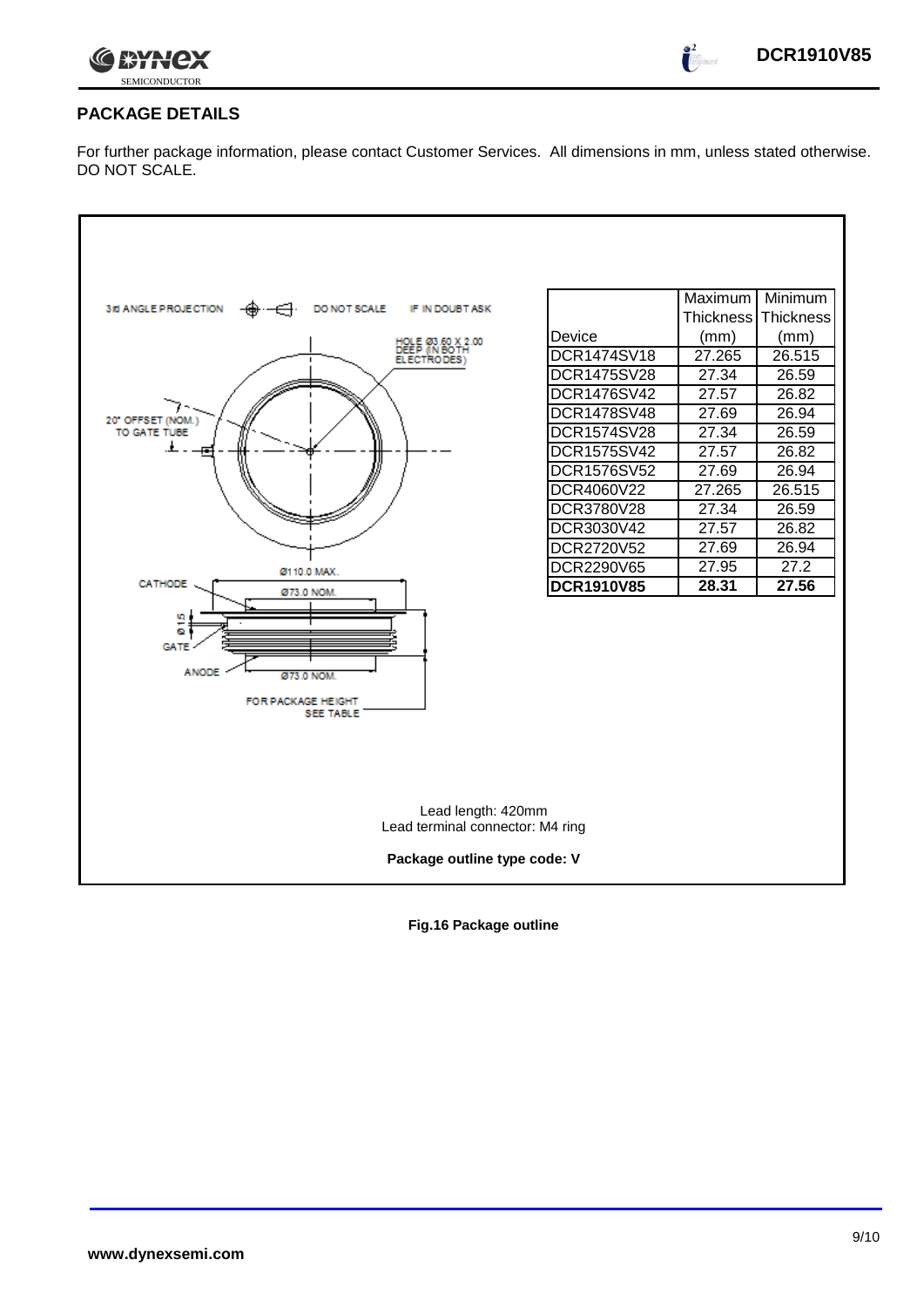## PACKAGE DETAILS

For further package information, please contact Customer Services. All dimensions in mm, unless stated otherwise. DO NOT SCALE.

| Device | Maximum Thickness (mm) | Minimum Thickness (mm) |
|---|---|---|
| DCR1474SV18 | 27.265 | 26.515 |
| DCR1475SV28 | 27.34 | 26.59 |
| DCR1476SV42 | 27.57 | 26.82 |
| DCR1478SV48 | 27.69 | 26.94 |
| DCR1574SV28 | 27.34 | 26.59 |
| DCR1575SV42 | 27.57 | 26.82 |
| DCR1576SV52 | 27.69 | 26.94 |
| DCR4060V22 | 27.265 | 26.515 |
| DCR3780V28 | 27.34 | 26.59 |
| DCR3030V42 | 27.57 | 26.82 |
| DCR2720V52 | 27.69 | 26.94 |
| DCR2290V65 | 27.95 | 27.2 |
| **DCR1910V85** | **28.31** | **27.56** |

3rd ANGLE PROJECTION DO NOT SCALE IF IN DOUBT ASK

HOLE Ø3.60 X 2.00 DEEP (IN BOTH ELECTRODES)

20° OFFSET (NOM.) TO GATE TUBE

Ø110.0 MAX.

CATHODE

Ø73.0 NOM.

Ø1.5

GATE

ANODE

Ø73.0 NOM.

FOR PACKAGE HEIGHT SEE TABLE

Lead length: 420mm
Lead terminal connector: M4 ring

**Package outline type code: V**

**Fig.16 Package outline**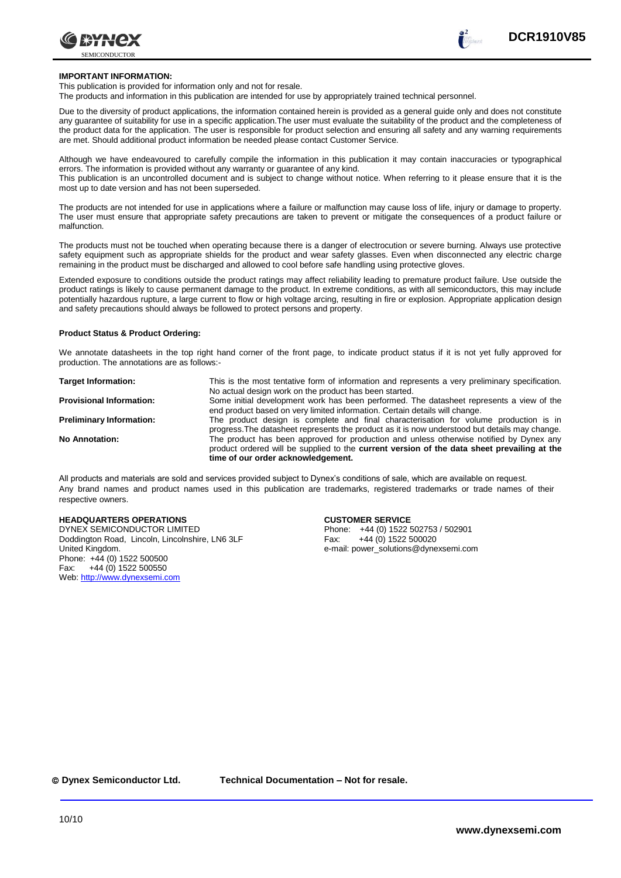**IMPORTANT INFORMATION:**

This publication is provided for information only and not for resale.

The products and information in this publication are intended for use by appropriately trained technical personnel.

Due to the diversity of product applications, the information contained herein is provided as a general guide only and does not constitute any guarantee of suitability for use in a specific application.The user must evaluate the suitability of the product and the completeness of the product data for the application. The user is responsible for product selection and ensuring all safety and any warning requirements are met. Should additional product information be needed please contact Customer Service.

Although we have endeavoured to carefully compile the information in this publication it may contain inaccuracies or typographical errors. The information is provided without any warranty or guarantee of any kind.

This publication is an uncontrolled document and is subject to change without notice. When referring to it please ensure that it is the most up to date version and has not been superseded.

The products are not intended for use in applications where a failure or malfunction may cause loss of life, injury or damage to property. The user must ensure that appropriate safety precautions are taken to prevent or mitigate the consequences of a product failure or malfunction.

The products must not be touched when operating because there is a danger of electrocution or severe burning. Always use protective safety equipment such as appropriate shields for the product and wear safety glasses. Even when disconnected any electric charge remaining in the product must be discharged and allowed to cool before safe handling using protective gloves.

Extended exposure to conditions outside the product ratings may affect reliability leading to premature product failure. Use outside the product ratings is likely to cause permanent damage to the product. In extreme conditions, as with all semiconductors, this may include potentially hazardous rupture, a large current to flow or high voltage arcing, resulting in fire or explosion. Appropriate application design and safety precautions should always be followed to protect persons and property.

**Product Status & Product Ordering:**

We annotate datasheets in the top right hand corner of the front page, to indicate product status if it is not yet fully approved for production. The annotations are as follows:-

| | |
|---|---|
| **Target Information:** | This is the most tentative form of information and represents a very preliminary specification. No actual design work on the product has been started. |
| **Provisional Information:** | Some initial development work has been performed. The datasheet represents a view of the end product based on very limited information. Certain details will change. |
| **Preliminary Information:** | The product design is complete and final characterisation for volume production is in progress.The datasheet represents the product as it is now understood but details may change. |
| **No Annotation:** | The product has been approved for production and unless otherwise notified by Dynex any product ordered will be supplied to the **current version of the data sheet prevailing at the time of our order acknowledgement.** |

All products and materials are sold and services provided subject to Dynex's conditions of sale, which are available on request.

Any brand names and product names used in this publication are trademarks, registered trademarks or trade names of their respective owners.

**HEADQUARTERS OPERATIONS**
DYNEX SEMICONDUCTOR LIMITED
Doddington Road, Lincoln, Lincolnshire, LN6 3LF
United Kingdom.
Phone: +44 (0) 1522 500500
Fax: +44 (0) 1522 500550
Web: http://www.dynexsemi.com

**CUSTOMER SERVICE**
Phone: +44 (0) 1522 502753 / 502901
Fax: +44 (0) 1522 500020
e-mail: power_solutions@dynexsemi.com

**© Dynex Semiconductor Ltd.** **Technical Documentation – Not for resale.**